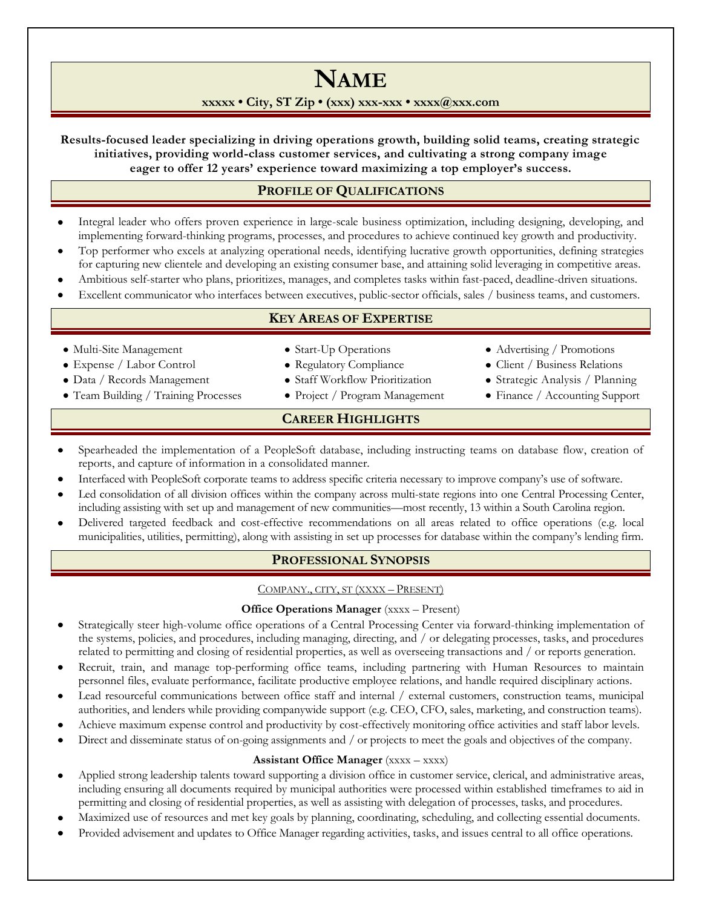# Name

**xxxxx • City, ST Zip • (xxx) xxx-xxx • xxxx@xxx.com**

**Results-focused leader specializing in driving operations growth, building solid teams, creating strategic initiatives, providing world-class customer services, and cultivating a strong company image eager to offer 12 years' experience toward maximizing a top employer's success.**

## Profile of Qualifications

- Integral leader who offers proven experience in large-scale business optimization, including designing, developing, and implementing forward-thinking programs, processes, and procedures to achieve continued key growth and productivity.
- Top performer who excels at analyzing operational needs, identifying lucrative growth opportunities, defining strategies for capturing new clientele and developing an existing consumer base, and attaining solid leveraging in competitive areas.
- Ambitious self-starter who plans, prioritizes, manages, and completes tasks within fast-paced, deadline-driven situations.
- Excellent communicator who interfaces between executives, public-sector officials, sales / business teams, and customers.

## Key Areas of Expertise

- Multi-Site Management
- Expense / Labor Control
- Data / Records Management
- Team Building / Training Processes
- Start-Up Operations
- Regulatory Compliance
- Staff Workflow Prioritization
- Project / Program Management
- Advertising / Promotions
- Client / Business Relations
- Strategic Analysis / Planning
- Finance / Accounting Support

## Career Highlights

- Spearheaded the implementation of a PeopleSoft database, including instructing teams on database flow, creation of reports, and capture of information in a consolidated manner.
- Interfaced with PeopleSoft corporate teams to address specific criteria necessary to improve company's use of software.
- Led consolidation of all division offices within the company across multi-state regions into one Central Processing Center, including assisting with set up and management of new communities—most recently, 13 within a South Carolina region.
- Delivered targeted feedback and cost-effective recommendations on all areas related to office operations (e.g. local municipalities, utilities, permitting), along with assisting in set up processes for database within the company's lending firm.

## Professional Synopsis

Company., city, st (xxxx – Present)

**Office Operations Manager** (xxxx – Present)

- Strategically steer high-volume office operations of a Central Processing Center via forward-thinking implementation of the systems, policies, and procedures, including managing, directing, and / or delegating processes, tasks, and procedures related to permitting and closing of residential properties, as well as overseeing transactions and / or reports generation.
- Recruit, train, and manage top-performing office teams, including partnering with Human Resources to maintain personnel files, evaluate performance, facilitate productive employee relations, and handle required disciplinary actions.
- Lead resourceful communications between office staff and internal / external customers, construction teams, municipal authorities, and lenders while providing companywide support (e.g. CEO, CFO, sales, marketing, and construction teams).
- Achieve maximum expense control and productivity by cost-effectively monitoring office activities and staff labor levels.
- Direct and disseminate status of on-going assignments and / or projects to meet the goals and objectives of the company.

**Assistant Office Manager** (xxxx – xxxx)

- Applied strong leadership talents toward supporting a division office in customer service, clerical, and administrative areas, including ensuring all documents required by municipal authorities were processed within established timeframes to aid in permitting and closing of residential properties, as well as assisting with delegation of processes, tasks, and procedures.
- Maximized use of resources and met key goals by planning, coordinating, scheduling, and collecting essential documents.
- Provided advisement and updates to Office Manager regarding activities, tasks, and issues central to all office operations.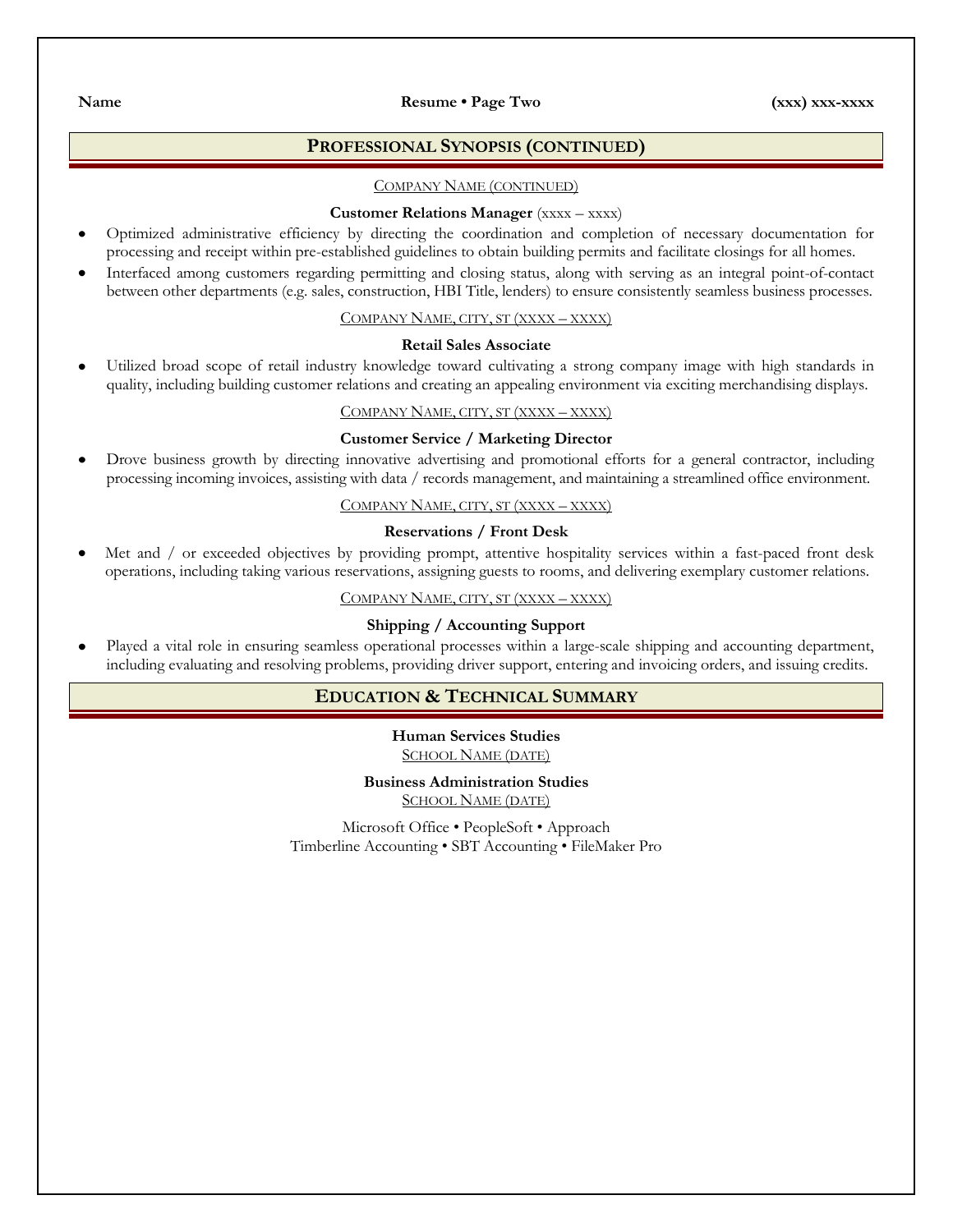## Professional Synopsis (continued)

Company Name (continued)

**Customer Relations Manager** (xxxx – xxxx)

- Optimized administrative efficiency by directing the coordination and completion of necessary documentation for processing and receipt within pre-established guidelines to obtain building permits and facilitate closings for all homes.
- Interfaced among customers regarding permitting and closing status, along with serving as an integral point-of-contact between other departments (e.g. sales, construction, HBI Title, lenders) to ensure consistently seamless business processes.

Company Name, City, ST (xxxx – xxxx)

**Retail Sales Associate**

- Utilized broad scope of retail industry knowledge toward cultivating a strong company image with high standards in quality, including building customer relations and creating an appealing environment via exciting merchandising displays.

Company Name, City, ST (xxxx – xxxx)

**Customer Service / Marketing Director**

- Drove business growth by directing innovative advertising and promotional efforts for a general contractor, including processing incoming invoices, assisting with data / records management, and maintaining a streamlined office environment.

Company Name, City, ST (xxxx – xxxx)

**Reservations / Front Desk**

- Met and / or exceeded objectives by providing prompt, attentive hospitality services within a fast-paced front desk operations, including taking various reservations, assigning guests to rooms, and delivering exemplary customer relations.

Company Name, City, ST (xxxx – xxxx)

**Shipping / Accounting Support**

- Played a vital role in ensuring seamless operational processes within a large-scale shipping and accounting department, including evaluating and resolving problems, providing driver support, entering and invoicing orders, and issuing credits.

## Education & Technical Summary

**Human Services Studies**
School Name (date)

**Business Administration Studies**
School Name (date)

Microsoft Office • PeopleSoft • Approach
Timberline Accounting • SBT Accounting • FileMaker Pro